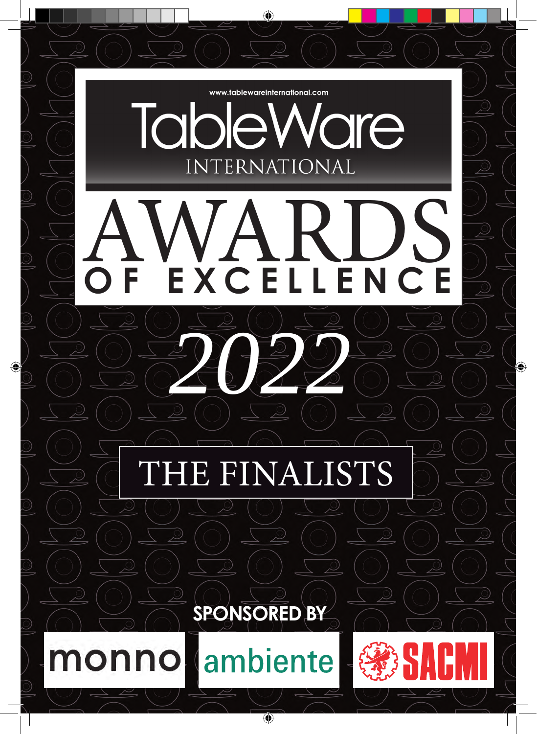www.tablewareinternational.com

# TableWare INTERNATIONAL

# AWARDS OF EXCELLENCE

# 2022

## THE FINALISTS

**SPONSORED BY**

monno ambiente SACMI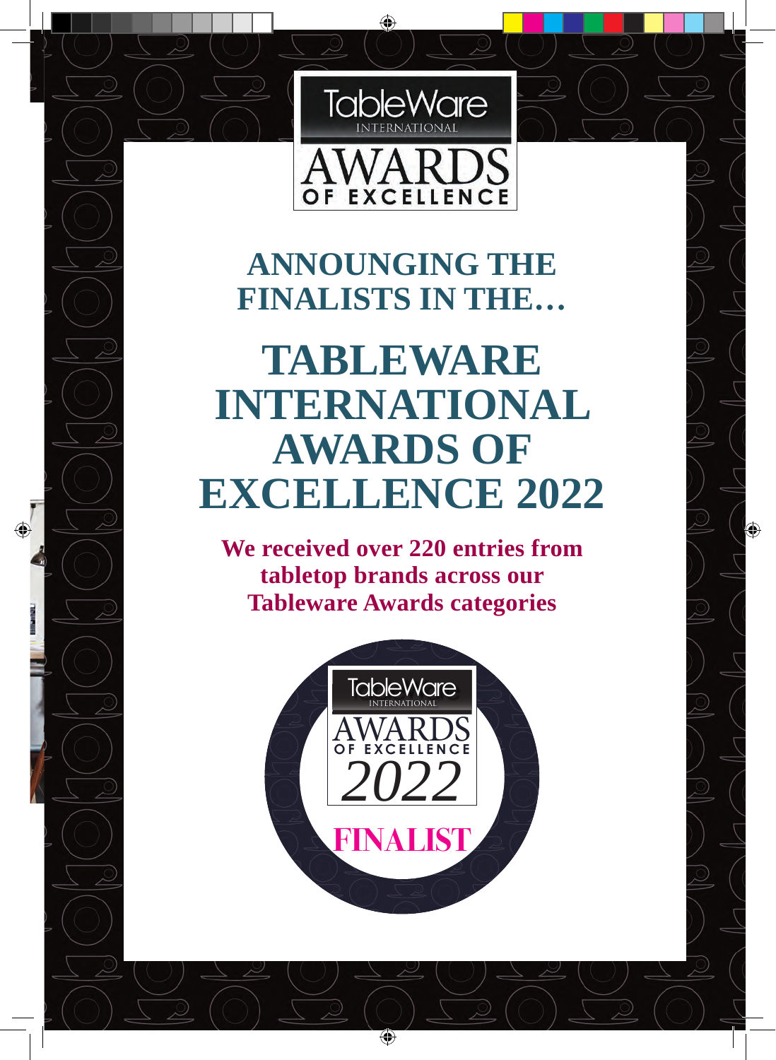TableWare INTERNATIONAL AWARDS OF EXCELLENCE

## ANNOUNGING THE FINALISTS IN THE…

# TABLEWARE INTERNATIONAL AWARDS OF EXCELLENCE 2022

**We received over 220 entries from tabletop brands across our Tableware Awards categories**

TableWare INTERNATIONAL AWARDS OF EXCELLENCE *2022*

**FINALIST**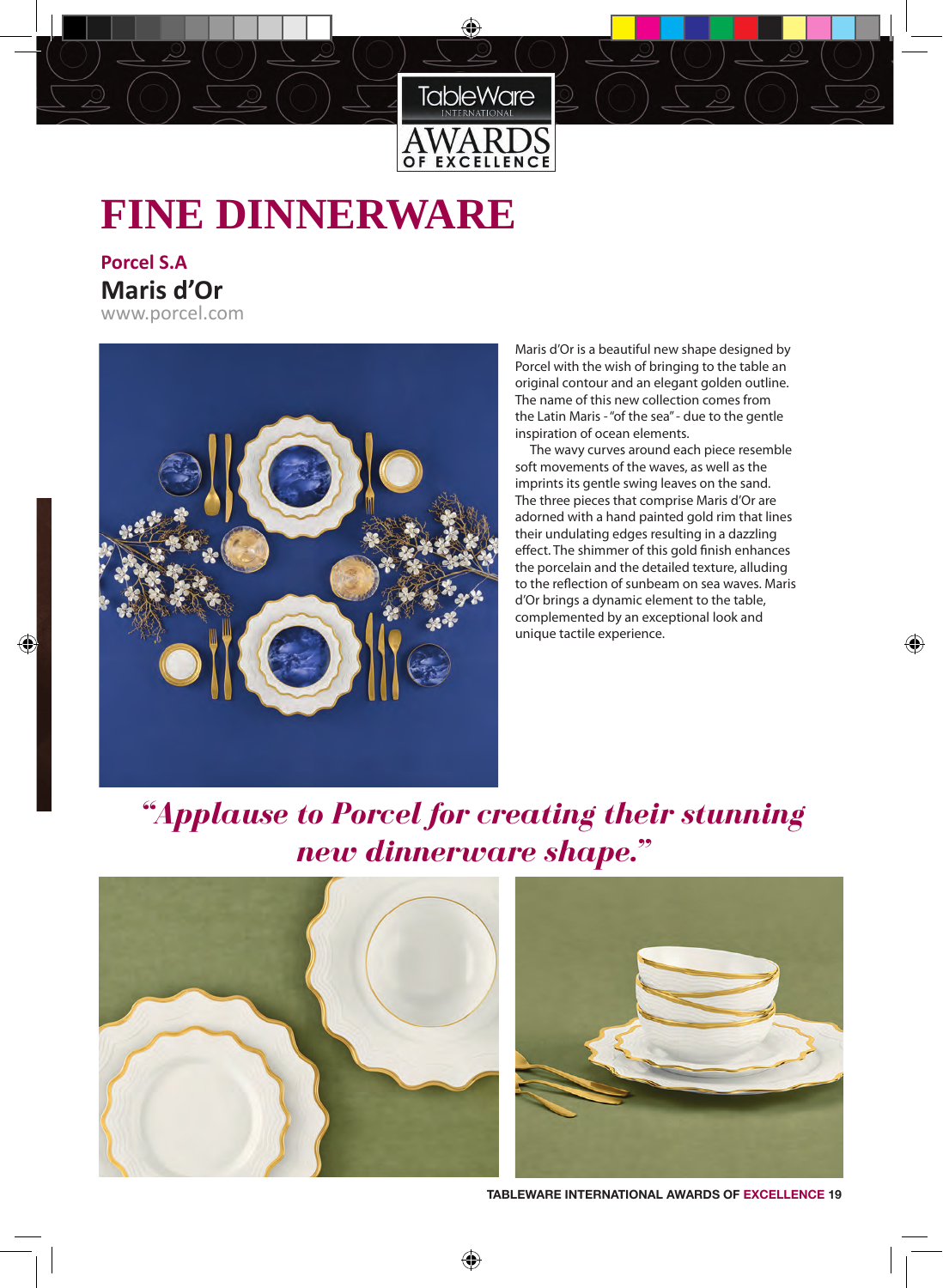# FINE DINNERWARE

## Porcel S.A

### Maris d'Or

www.porcel.com

Maris d'Or is a beautiful new shape designed by Porcel with the wish of bringing to the table an original contour and an elegant golden outline. The name of this new collection comes from the Latin Maris - "of the sea" - due to the gentle inspiration of ocean elements.

The wavy curves around each piece resemble soft movements of the waves, as well as the imprints its gentle swing leaves on the sand. The three pieces that comprise Maris d'Or are adorned with a hand painted gold rim that lines their undulating edges resulting in a dazzling effect. The shimmer of this gold finish enhances the porcelain and the detailed texture, alluding to the reflection of sunbeam on sea waves. Maris d'Or brings a dynamic element to the table, complemented by an exceptional look and unique tactile experience.

***"Applause to Porcel for creating their stunning new dinnerware shape."***